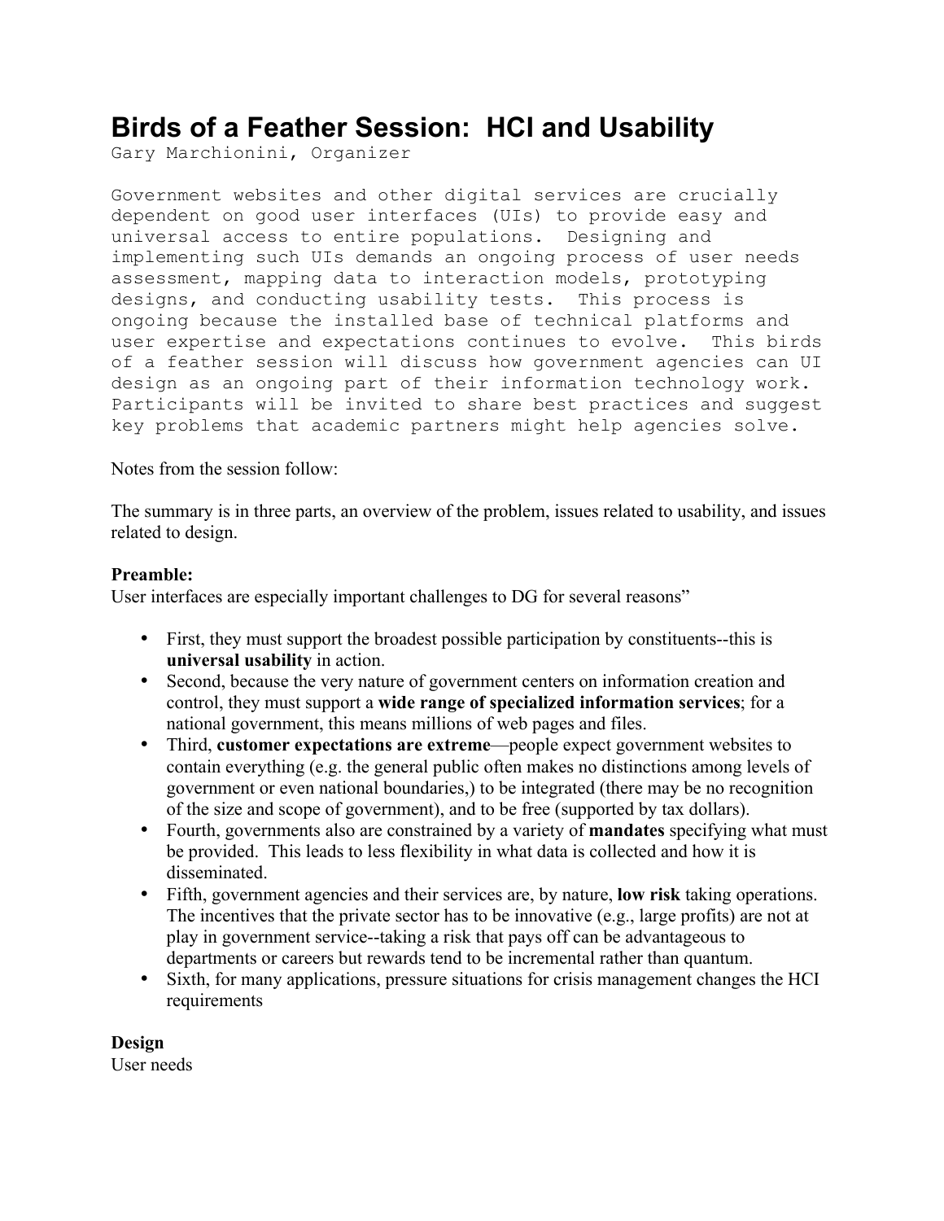# Birds of a Feather Session: HCI and Usability

Gary Marchionini, Organizer

Government websites and other digital services are crucially dependent on good user interfaces (UIs) to provide easy and universal access to entire populations. Designing and implementing such UIs demands an ongoing process of user needs assessment, mapping data to interaction models, prototyping designs, and conducting usability tests. This process is ongoing because the installed base of technical platforms and user expertise and expectations continues to evolve. This birds of a feather session will discuss how government agencies can UI design as an ongoing part of their information technology work. Participants will be invited to share best practices and suggest key problems that academic partners might help agencies solve.

Notes from the session follow:

The summary is in three parts, an overview of the problem, issues related to usability, and issues related to design.

**Preamble:**

User interfaces are especially important challenges to DG for several reasons"

- First, they must support the broadest possible participation by constituents--this is **universal usability** in action.
- Second, because the very nature of government centers on information creation and control, they must support a **wide range of specialized information services**; for a national government, this means millions of web pages and files.
- Third, **customer expectations are extreme**—people expect government websites to contain everything (e.g. the general public often makes no distinctions among levels of government or even national boundaries,) to be integrated (there may be no recognition of the size and scope of government), and to be free (supported by tax dollars).
- Fourth, governments also are constrained by a variety of **mandates** specifying what must be provided. This leads to less flexibility in what data is collected and how it is disseminated.
- Fifth, government agencies and their services are, by nature, **low risk** taking operations. The incentives that the private sector has to be innovative (e.g., large profits) are not at play in government service--taking a risk that pays off can be advantageous to departments or careers but rewards tend to be incremental rather than quantum.
- Sixth, for many applications, pressure situations for crisis management changes the HCI requirements

**Design**

User needs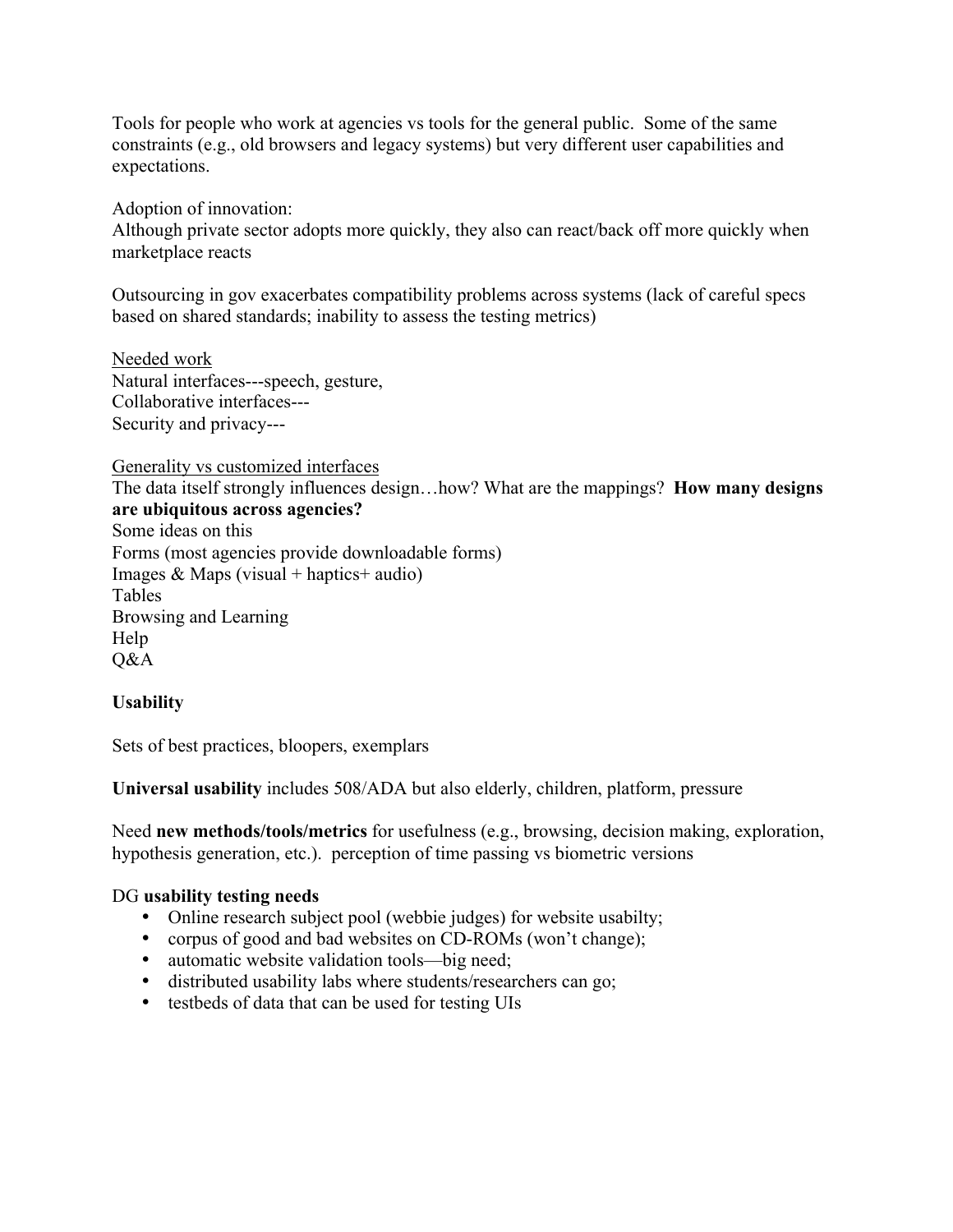Tools for people who work at agencies vs tools for the general public. Some of the same constraints (e.g., old browsers and legacy systems) but very different user capabilities and expectations.

Adoption of innovation:
Although private sector adopts more quickly, they also can react/back off more quickly when marketplace reacts

Outsourcing in gov exacerbates compatibility problems across systems (lack of careful specs based on shared standards; inability to assess the testing metrics)

<u>Needed work</u>
Natural interfaces---speech, gesture,
Collaborative interfaces---
Security and privacy---

<u>Generality vs customized interfaces</u>
The data itself strongly influences design…how? What are the mappings? **How many designs are ubiquitous across agencies?**
Some ideas on this
Forms (most agencies provide downloadable forms)
Images & Maps (visual + haptics+ audio)
Tables
Browsing and Learning
Help
Q&A

**Usability**

Sets of best practices, bloopers, exemplars

**Universal usability** includes 508/ADA but also elderly, children, platform, pressure

Need **new methods/tools/metrics** for usefulness (e.g., browsing, decision making, exploration, hypothesis generation, etc.). perception of time passing vs biometric versions

DG **usability testing needs**

- Online research subject pool (webbie judges) for website usabilty;
- corpus of good and bad websites on CD-ROMs (won't change);
- automatic website validation tools—big need;
- distributed usability labs where students/researchers can go;
- testbeds of data that can be used for testing UIs